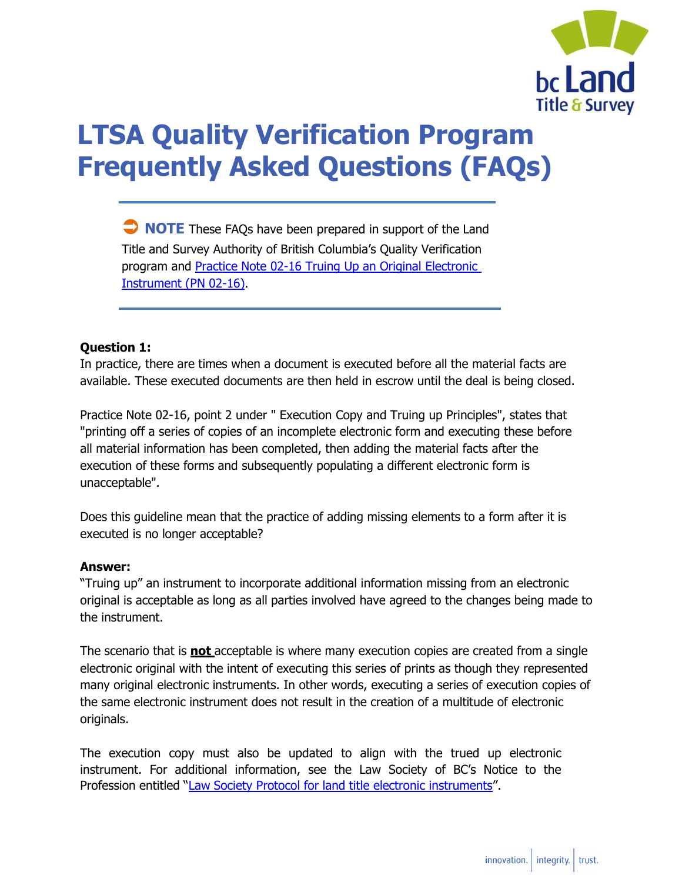# LTSA Quality Verification Program Frequently Asked Questions (FAQs)

**NOTE** These FAQs have been prepared in support of the Land Title and Survey Authority of British Columbia's Quality Verification program and [Practice Note 02-16 Truing Up an Original Electronic Instrument (PN 02-16)].

**Question 1:**

In practice, there are times when a document is executed before all the material facts are available. These executed documents are then held in escrow until the deal is being closed.

Practice Note 02-16, point 2 under " Execution Copy and Truing up Principles", states that "printing off a series of copies of an incomplete electronic form and executing these before all material information has been completed, then adding the material facts after the execution of these forms and subsequently populating a different electronic form is unacceptable".

Does this guideline mean that the practice of adding missing elements to a form after it is executed is no longer acceptable?

**Answer:**

"Truing up" an instrument to incorporate additional information missing from an electronic original is acceptable as long as all parties involved have agreed to the changes being made to the instrument.

The scenario that is **not** acceptable is where many execution copies are created from a single electronic original with the intent of executing this series of prints as though they represented many original electronic instruments. In other words, executing a series of execution copies of the same electronic instrument does not result in the creation of a multitude of electronic originals.

The execution copy must also be updated to align with the trued up electronic instrument. For additional information, see the Law Society of BC's Notice to the Profession entitled "[Law Society Protocol for land title electronic instruments]".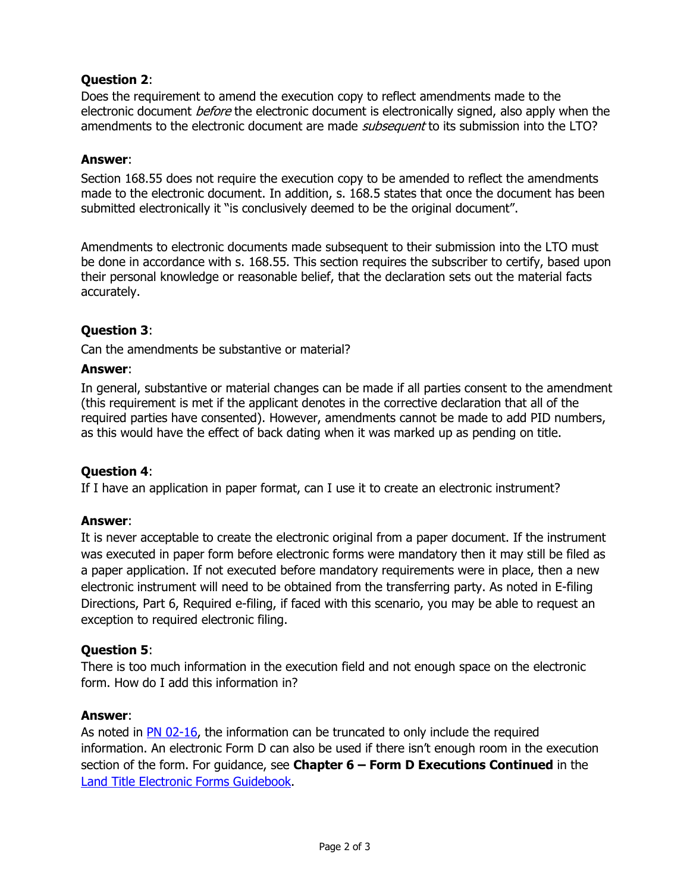**Question 2**:
Does the requirement to amend the execution copy to reflect amendments made to the electronic document *before* the electronic document is electronically signed, also apply when the amendments to the electronic document are made *subsequent* to its submission into the LTO?

**Answer**:

Section 168.55 does not require the execution copy to be amended to reflect the amendments made to the electronic document. In addition, s. 168.5 states that once the document has been submitted electronically it "is conclusively deemed to be the original document".

Amendments to electronic documents made subsequent to their submission into the LTO must be done in accordance with s. 168.55. This section requires the subscriber to certify, based upon their personal knowledge or reasonable belief, that the declaration sets out the material facts accurately.

**Question 3**:

Can the amendments be substantive or material?

**Answer**:

In general, substantive or material changes can be made if all parties consent to the amendment (this requirement is met if the applicant denotes in the corrective declaration that all of the required parties have consented). However, amendments cannot be made to add PID numbers, as this would have the effect of back dating when it was marked up as pending on title.

**Question 4**:
If I have an application in paper format, can I use it to create an electronic instrument?

**Answer**:
It is never acceptable to create the electronic original from a paper document. If the instrument was executed in paper form before electronic forms were mandatory then it may still be filed as a paper application. If not executed before mandatory requirements were in place, then a new electronic instrument will need to be obtained from the transferring party. As noted in E-filing Directions, Part 6, Required e-filing, if faced with this scenario, you may be able to request an exception to required electronic filing.

**Question 5**:
There is too much information in the execution field and not enough space on the electronic form. How do I add this information in?

**Answer**:
As noted in PN 02-16, the information can be truncated to only include the required information. An electronic Form D can also be used if there isn't enough room in the execution section of the form. For guidance, see **Chapter 6 – Form D Executions Continued** in the Land Title Electronic Forms Guidebook.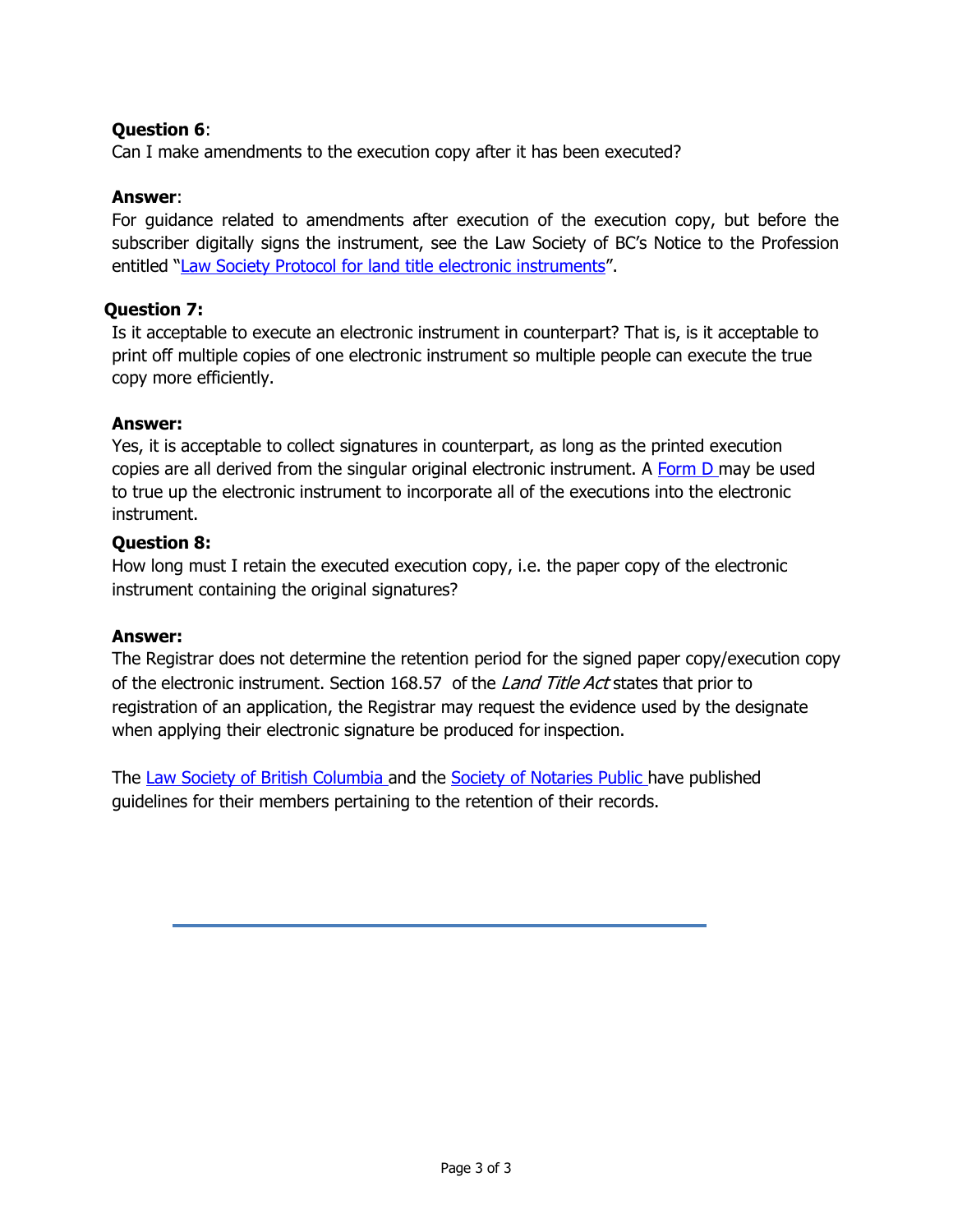**Question 6**:
Can I make amendments to the execution copy after it has been executed?

**Answer**:
For guidance related to amendments after execution of the execution copy, but before the subscriber digitally signs the instrument, see the Law Society of BC's Notice to the Profession entitled "Law Society Protocol for land title electronic instruments".

**Question 7:**
Is it acceptable to execute an electronic instrument in counterpart? That is, is it acceptable to print off multiple copies of one electronic instrument so multiple people can execute the true copy more efficiently.

**Answer:**
Yes, it is acceptable to collect signatures in counterpart, as long as the printed execution copies are all derived from the singular original electronic instrument. A Form D may be used to true up the electronic instrument to incorporate all of the executions into the electronic instrument.

**Question 8:**
How long must I retain the executed execution copy, i.e. the paper copy of the electronic instrument containing the original signatures?

**Answer:**
The Registrar does not determine the retention period for the signed paper copy/execution copy of the electronic instrument. Section 168.57 of the *Land Title Act* states that prior to registration of an application, the Registrar may request the evidence used by the designate when applying their electronic signature be produced for inspection.

The Law Society of British Columbia and the Society of Notaries Public have published guidelines for their members pertaining to the retention of their records.